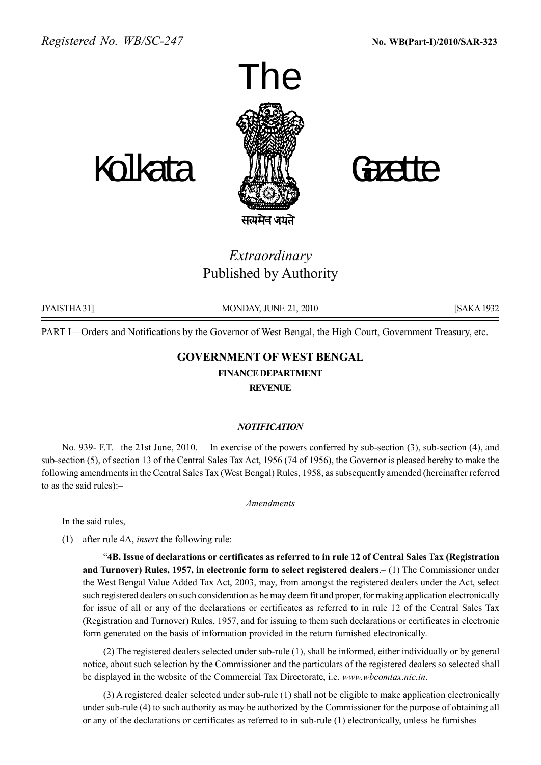*Registered No. WB/SC-247* **No. WB(Part-I)/2010/SAR-323**

# The Kolkata Gazette

सत्यमेव जयते

*Extraordinary*
Published by Authority

JYAISTHA 31] MONDAY, JUNE 21, 2010 [SAKA 1932

PART I—Orders and Notifications by the Governor of West Bengal, the High Court, Government Treasury, etc.

## GOVERNMENT OF WEST BENGAL

### FINANCE DEPARTMENT

### REVENUE

***NOTIFICATION***

No. 939- F.T.– the 21st June, 2010.— In exercise of the powers conferred by sub-section (3), sub-section (4), and sub-section (5), of section 13 of the Central Sales Tax Act, 1956 (74 of 1956), the Governor is pleased hereby to make the following amendments in the Central Sales Tax (West Bengal) Rules, 1958, as subsequently amended (hereinafter referred to as the said rules):–

*Amendments*

In the said rules, –

(1) after rule 4A, *insert* the following rule:–

"**4B. Issue of declarations or certificates as referred to in rule 12 of Central Sales Tax (Registration and Turnover) Rules, 1957, in electronic form to select registered dealers**.– (1) The Commissioner under the West Bengal Value Added Tax Act, 2003, may, from amongst the registered dealers under the Act, select such registered dealers on such consideration as he may deem fit and proper, for making application electronically for issue of all or any of the declarations or certificates as referred to in rule 12 of the Central Sales Tax (Registration and Turnover) Rules, 1957, and for issuing to them such declarations or certificates in electronic form generated on the basis of information provided in the return furnished electronically.

(2) The registered dealers selected under sub-rule (1), shall be informed, either individually or by general notice, about such selection by the Commissioner and the particulars of the registered dealers so selected shall be displayed in the website of the Commercial Tax Directorate, i.e. *www.wbcomtax.nic.in*.

(3) A registered dealer selected under sub-rule (1) shall not be eligible to make application electronically under sub-rule (4) to such authority as may be authorized by the Commissioner for the purpose of obtaining all or any of the declarations or certificates as referred to in sub-rule (1) electronically, unless he furnishes–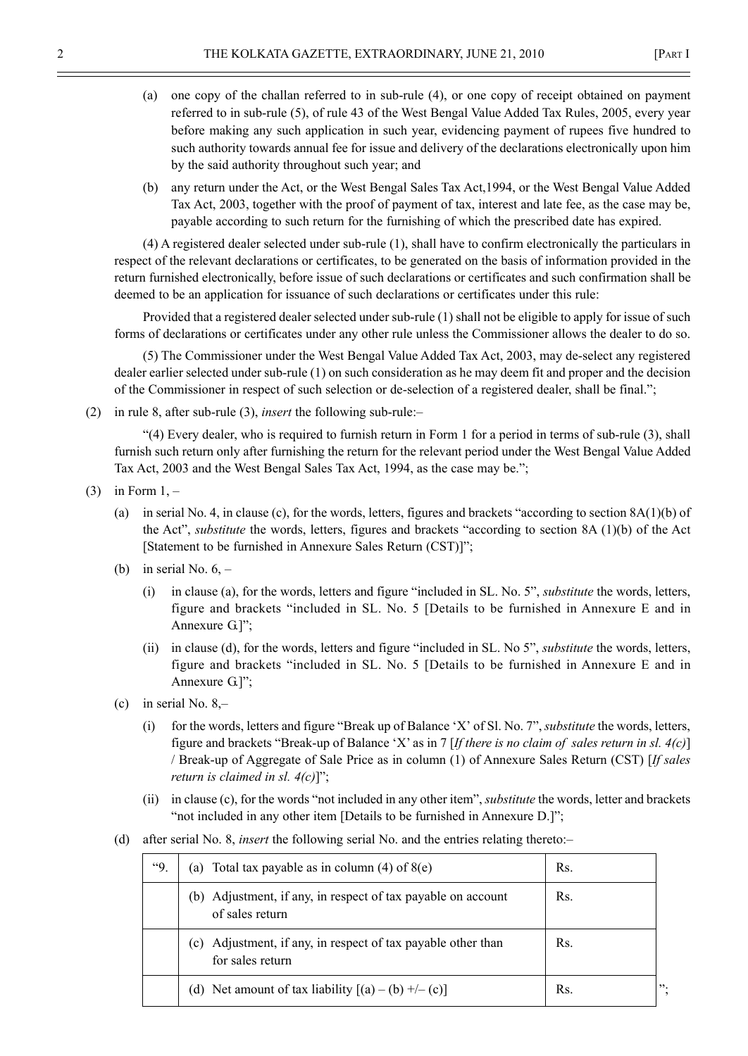(a) one copy of the challan referred to in sub-rule (4), or one copy of receipt obtained on payment referred to in sub-rule (5), of rule 43 of the West Bengal Value Added Tax Rules, 2005, every year before making any such application in such year, evidencing payment of rupees five hundred to such authority towards annual fee for issue and delivery of the declarations electronically upon him by the said authority throughout such year; and

(b) any return under the Act, or the West Bengal Sales Tax Act,1994, or the West Bengal Value Added Tax Act, 2003, together with the proof of payment of tax, interest and late fee, as the case may be, payable according to such return for the furnishing of which the prescribed date has expired.

(4) A registered dealer selected under sub-rule (1), shall have to confirm electronically the particulars in respect of the relevant declarations or certificates, to be generated on the basis of information provided in the return furnished electronically, before issue of such declarations or certificates and such confirmation shall be deemed to be an application for issuance of such declarations or certificates under this rule:

Provided that a registered dealer selected under sub-rule (1) shall not be eligible to apply for issue of such forms of declarations or certificates under any other rule unless the Commissioner allows the dealer to do so.

(5) The Commissioner under the West Bengal Value Added Tax Act, 2003, may de-select any registered dealer earlier selected under sub-rule (1) on such consideration as he may deem fit and proper and the decision of the Commissioner in respect of such selection or de-selection of a registered dealer, shall be final.";

(2) in rule 8, after sub-rule (3), *insert* the following sub-rule:–

"(4) Every dealer, who is required to furnish return in Form 1 for a period in terms of sub-rule (3), shall furnish such return only after furnishing the return for the relevant period under the West Bengal Value Added Tax Act, 2003 and the West Bengal Sales Tax Act, 1994, as the case may be.";

(3) in Form 1, –

(a) in serial No. 4, in clause (c), for the words, letters, figures and brackets "according to section 8A(1)(b) of the Act", *substitute* the words, letters, figures and brackets "according to section 8A (1)(b) of the Act [Statement to be furnished in Annexure Sales Return (CST)]";

(b) in serial No. 6, –

(i) in clause (a), for the words, letters and figure "included in SL. No. 5", *substitute* the words, letters, figure and brackets "included in SL. No. 5 [Details to be furnished in Annexure E and in Annexure G.]";

(ii) in clause (d), for the words, letters and figure "included in SL. No 5", *substitute* the words, letters, figure and brackets "included in SL. No. 5 [Details to be furnished in Annexure E and in Annexure G.]";

(c) in serial No. 8,–

(i) for the words, letters and figure "Break up of Balance 'X' of Sl. No. 7", *substitute* the words, letters, figure and brackets "Break-up of Balance 'X' as in 7 [*If there is no claim of sales return in sl. 4(c)*] / Break-up of Aggregate of Sale Price as in column (1) of Annexure Sales Return (CST) [*If sales return is claimed in sl. 4(c)*]";

(ii) in clause (c), for the words "not included in any other item", *substitute* the words, letter and brackets "not included in any other item [Details to be furnished in Annexure D.]";

(d) after serial No. 8, *insert* the following serial No. and the entries relating thereto:–

| | | |
|---|---|---|
| "9. | (a) Total tax payable as in column (4) of 8(e) | Rs. |
| | (b) Adjustment, if any, in respect of tax payable on account of sales return | Rs. |
| | (c) Adjustment, if any, in respect of tax payable other than for sales return | Rs. |
| | (d) Net amount of tax liability [(a) – (b) +/– (c)] | Rs. |

";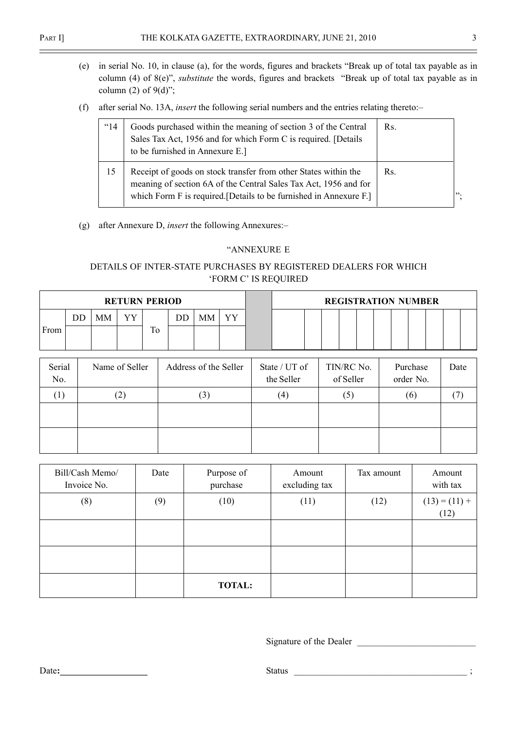(e) in serial No. 10, in clause (a), for the words, figures and brackets "Break up of total tax payable as in column (4) of 8(e)", *substitute* the words, figures and brackets "Break up of total tax payable as in column (2) of 9(d)";

(f) after serial No. 13A, *insert* the following serial numbers and the entries relating thereto:–

| | | |
|---|---|---|
| "14 | Goods purchased within the meaning of section 3 of the Central Sales Tax Act, 1956 and for which Form C is required. [Details to be furnished in Annexure E.] | Rs. |
| 15 | Receipt of goods on stock transfer from other States within the meaning of section 6A of the Central Sales Tax Act, 1956 and for which Form F is required.[Details to be furnished in Annexure F.] | Rs. |

";

(g) after Annexure D, *insert* the following Annexures:–

"ANNEXURE E

DETAILS OF INTER-STATE PURCHASES BY REGISTERED DEALERS FOR WHICH 'FORM C' IS REQUIRED

| **RETURN PERIOD** | | | | | | | | | **REGISTRATION NUMBER** |
|---|---|---|---|---|---|---|---|---|---|
| | DD | MM | YY | | DD | MM | YY | | |
| From | | | | To | | | | | |

| Serial No. | Name of Seller | Address of the Seller | State / UT of the Seller | TIN/RC No. of Seller | Purchase order No. | Date |
|---|---|---|---|---|---|---|
| (1) | (2) | (3) | (4) | (5) | (6) | (7) |
| | | | | | | |
| | | | | | | |

| Bill/Cash Memo/ Invoice No. | Date | Purpose of purchase | Amount excluding tax | Tax amount | Amount with tax |
|---|---|---|---|---|---|
| (8) | (9) | (10) | (11) | (12) | (13) = (11) + (12) |
| | | | | | |
| | | | | | |
| | | **TOTAL:** | | | |

Signature of the Dealer \_\_\_\_\_\_\_\_\_\_\_\_\_\_\_\_\_\_\_\_\_\_\_\_

Date: \_\_\_\_\_\_\_\_\_\_\_\_\_\_\_\_\_\_ Status \_\_\_\_\_\_\_\_\_\_\_\_\_\_\_\_\_\_\_\_\_\_\_\_\_\_\_\_\_\_\_\_\_\_\_\_ ;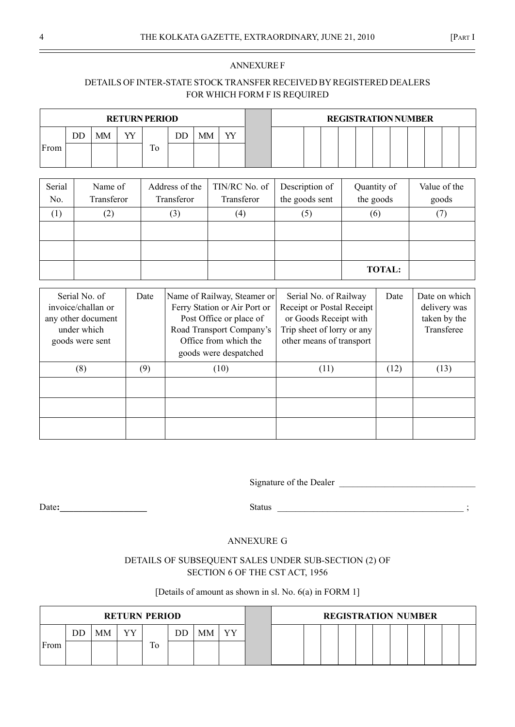ANNEXURE F

DETAILS OF INTER-STATE STOCK TRANSFER RECEIVED BY REGISTERED DEALERS FOR WHICH FORM F IS REQUIRED

| RETURN PERIOD | | | | | | | | | REGISTRATION NUMBER | | | | | | | | | | | |
|---|---|---|---|---|---|---|---|---|---|---|---|---|---|---|---|---|---|---|---|---|
| | DD | MM | YY | | DD | MM | YY | | | | | | | | | | | | | |
| From | | | | To | | | | | | | | | | | | | | | | |

| Serial No. | Name of Transferor | Address of the Transferor | TIN/RC No. of Transferor | Description of the goods sent | Quantity of the goods | Value of the goods |
|---|---|---|---|---|---|---|
| (1) | (2) | (3) | (4) | (5) | (6) | (7) |
| | | | | | | |
| | | | | | | |
| | | | | | **TOTAL:** | |

| Serial No. of invoice/challan or any other document under which goods were sent | Date | Name of Railway, Steamer or Ferry Station or Air Port or Post Office or place of Road Transport Company's Office from which the goods were despatched | Serial No. of Railway Receipt or Postal Receipt or Goods Receipt with Trip sheet of lorry or any other means of transport | Date | Date on which delivery was taken by the Transferee |
|---|---|---|---|---|---|
| (8) | (9) | (10) | (11) | (12) | (13) |
| | | | | | |
| | | | | | |
| | | | | | |

Signature of the Dealer ______________________________

Date:___________________ Status ________________________________________ ;

ANNEXURE G

DETAILS OF SUBSEQUENT SALES UNDER SUB-SECTION (2) OF SECTION 6 OF THE CST ACT, 1956

[Details of amount as shown in sl. No. 6(a) in FORM 1]

| RETURN PERIOD | | | | | | | | | REGISTRATION NUMBER | | | | | | | | | | | |
|---|---|---|---|---|---|---|---|---|---|---|---|---|---|---|---|---|---|---|---|---|
| | DD | MM | YY | | DD | MM | YY | | | | | | | | | | | | | |
| From | | | | To | | | | | | | | | | | | | | | | |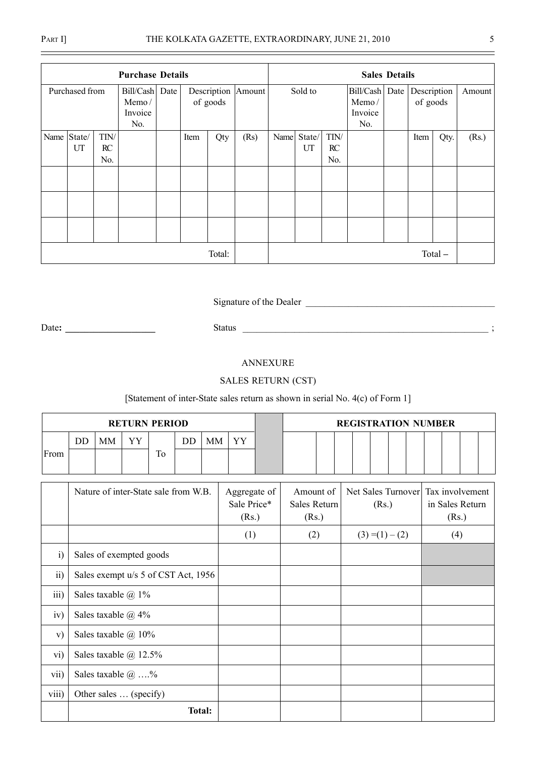| Purchase Details | | | | | | | | Sales Details | | | | | | | |
|---|---|---|---|---|---|---|---|---|---|---|---|---|---|---|---|
| Purchased from | | | Bill/Cash Memo / Invoice No. | Date | Description of goods | | Amount | Sold to | | | Bill/Cash Memo / Invoice No. | Date | Description of goods | | Amount |
| Name | State/ UT | TIN/ RC No. | | | Item | Qty | (Rs) | Name | State/ UT | TIN/ RC No. | | | Item | Qty. | (Rs.) |
| | | | | | | | | | | | | | | | |
| | | | | | | | | | | | | | | | |
| | | | | | | | | | | | | | | | |
| | | | | | | Total: | | | | | | | | Total – | |

Signature of the Dealer ______________________

Date: ______________ Status ______________________ ;

ANNEXURE

SALES RETURN (CST)

[Statement of inter-State sales return as shown in serial No. 4(c) of Form 1]

| RETURN PERIOD | | | | | | | | REGISTRATION NUMBER |
|---|---|---|---|---|---|---|---|---|
| | DD | MM | YY | | DD | MM | YY | |
| From | | | | To | | | | |

| | Nature of inter-State sale from W.B. | Aggregate of Sale Price* (Rs.) | Amount of Sales Return (Rs.) | Net Sales Turnover (Rs.) | Tax involvement in Sales Return (Rs.) |
|---|---|---|---|---|---|
| | | (1) | (2) | (3) =(1) – (2) | (4) |
| i) | Sales of exempted goods | | | | |
| ii) | Sales exempt u/s 5 of CST Act, 1956 | | | | |
| iii) | Sales taxable @ 1% | | | | |
| iv) | Sales taxable @ 4% | | | | |
| v) | Sales taxable @ 10% | | | | |
| vi) | Sales taxable @ 12.5% | | | | |
| vii) | Sales taxable @ ….% | | | | |
| viii) | Other sales … (specify) | | | | |
| | **Total:** | | | | |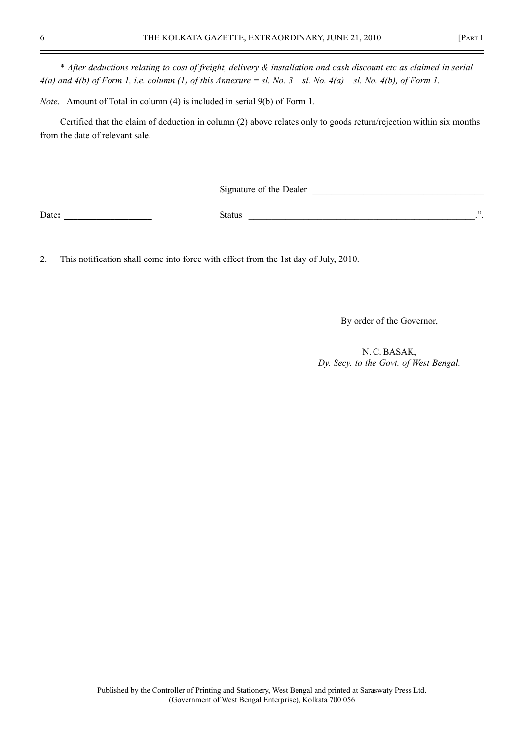*\* After deductions relating to cost of freight, delivery & installation and cash discount etc as claimed in serial 4(a) and 4(b) of Form 1, i.e. column (1) of this Annexure = sl. No. 3 – sl. No. 4(a) – sl. No. 4(b), of Form 1.*

*Note*.– Amount of Total in column (4) is included in serial 9(b) of Form 1.

Certified that the claim of deduction in column (2) above relates only to goods return/rejection within six months from the date of relevant sale.

Signature of the Dealer \_\_\_\_\_\_\_\_\_\_\_\_\_\_\_\_\_\_\_\_\_\_\_\_\_\_\_\_\_\_\_\_\_\_\_\_

Date: \_\_\_\_\_\_\_\_\_\_\_\_\_\_\_\_\_\_\_ Status \_\_\_\_\_\_\_\_\_\_\_\_\_\_\_\_\_\_\_\_\_\_\_\_\_\_\_\_\_\_\_\_\_\_\_\_\_\_\_\_\_\_\_\_\_\_\_\_\_\_.".

2. This notification shall come into force with effect from the 1st day of July, 2010.

By order of the Governor,

N. C. BASAK,
*Dy. Secy. to the Govt. of West Bengal.*

Published by the Controller of Printing and Stationery, West Bengal and printed at Saraswaty Press Ltd. (Government of West Bengal Enterprise), Kolkata 700 056